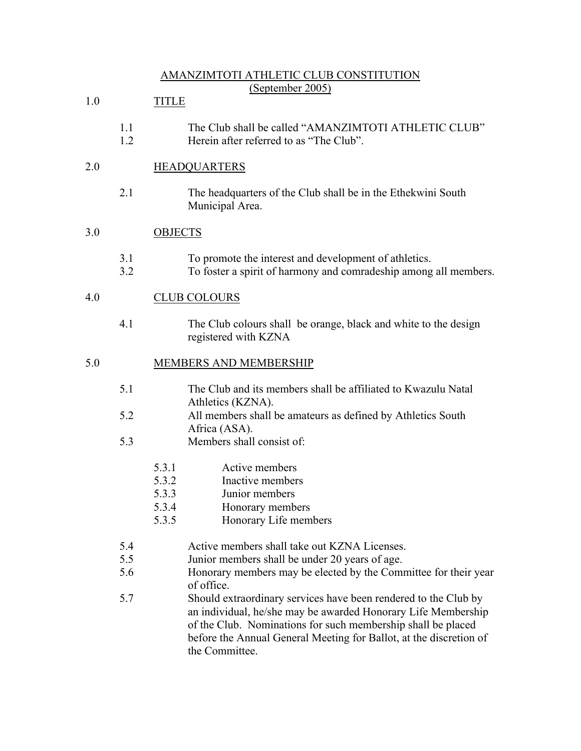# AMANZIMTOTI ATHLETIC CLUB CONSTITUTION
## (September 2005)

## 1.0 TITLE

1.1 The Club shall be called “AMANZIMTOTI ATHLETIC CLUB”

1.2 Herein after referred to as “The Club”.

## 2.0 HEADQUARTERS

2.1 The headquarters of the Club shall be in the Ethekwini South Municipal Area.

## 3.0 OBJECTS

3.1 To promote the interest and development of athletics.

3.2 To foster a spirit of harmony and comradeship among all members.

## 4.0 CLUB COLOURS

4.1 The Club colours shall be orange, black and white to the design registered with KZNA

## 5.0 MEMBERS AND MEMBERSHIP

5.1 The Club and its members shall be affiliated to Kwazulu Natal Athletics (KZNA).

5.2 All members shall be amateurs as defined by Athletics South Africa (ASA).

5.3 Members shall consist of:

- 5.3.1 Active members
- 5.3.2 Inactive members
- 5.3.3 Junior members
- 5.3.4 Honorary members
- 5.3.5 Honorary Life members

5.4 Active members shall take out KZNA Licenses.

5.5 Junior members shall be under 20 years of age.

5.6 Honorary members may be elected by the Committee for their year of office.

5.7 Should extraordinary services have been rendered to the Club by an individual, he/she may be awarded Honorary Life Membership of the Club. Nominations for such membership shall be placed before the Annual General Meeting for Ballot, at the discretion of the Committee.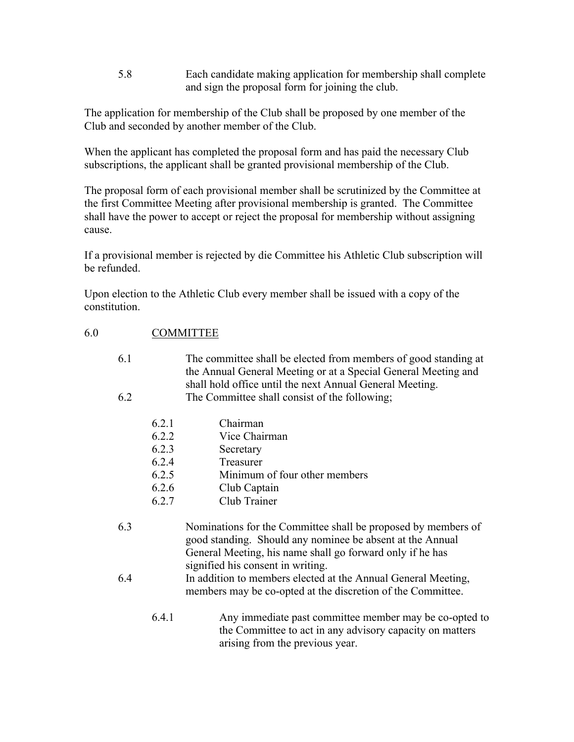5.8 Each candidate making application for membership shall complete and sign the proposal form for joining the club.

The application for membership of the Club shall be proposed by one member of the Club and seconded by another member of the Club.

When the applicant has completed the proposal form and has paid the necessary Club subscriptions, the applicant shall be granted provisional membership of the Club.

The proposal form of each provisional member shall be scrutinized by the Committee at the first Committee Meeting after provisional membership is granted. The Committee shall have the power to accept or reject the proposal for membership without assigning cause.

If a provisional member is rejected by die Committee his Athletic Club subscription will be refunded.

Upon election to the Athletic Club every member shall be issued with a copy of the constitution.

## 6.0 COMMITTEE

6.1 The committee shall be elected from members of good standing at the Annual General Meeting or at a Special General Meeting and shall hold office until the next Annual General Meeting.

6.2 The Committee shall consist of the following;

- 6.2.1 Chairman
- 6.2.2 Vice Chairman
- 6.2.3 Secretary
- 6.2.4 Treasurer
- 6.2.5 Minimum of four other members
- 6.2.6 Club Captain
- 6.2.7 Club Trainer

6.3 Nominations for the Committee shall be proposed by members of good standing. Should any nominee be absent at the Annual General Meeting, his name shall go forward only if he has signified his consent in writing.

6.4 In addition to members elected at the Annual General Meeting, members may be co-opted at the discretion of the Committee.

- 6.4.1 Any immediate past committee member may be co-opted to the Committee to act in any advisory capacity on matters arising from the previous year.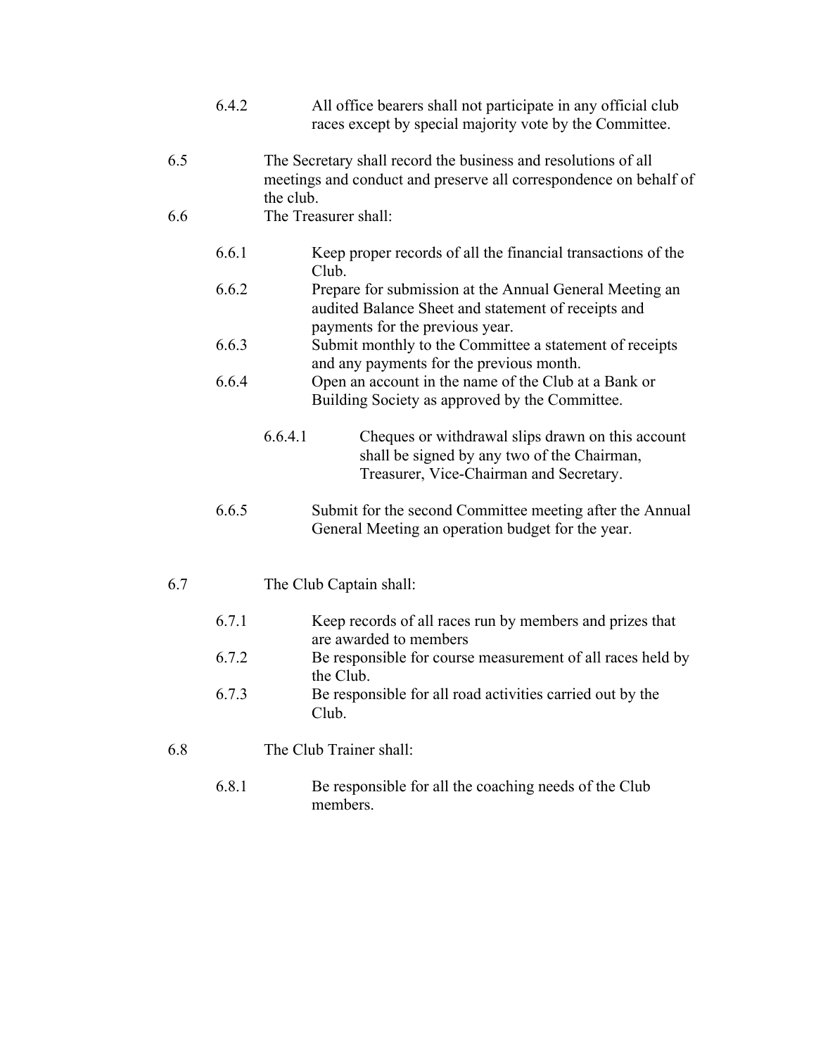6.4.2 All office bearers shall not participate in any official club races except by special majority vote by the Committee.

6.5 The Secretary shall record the business and resolutions of all meetings and conduct and preserve all correspondence on behalf of the club.

6.6 The Treasurer shall:

- 6.6.1 Keep proper records of all the financial transactions of the Club.
- 6.6.2 Prepare for submission at the Annual General Meeting an audited Balance Sheet and statement of receipts and payments for the previous year.
- 6.6.3 Submit monthly to the Committee a statement of receipts and any payments for the previous month.
- 6.6.4 Open an account in the name of the Club at a Bank or Building Society as approved by the Committee.
  - 6.6.4.1 Cheques or withdrawal slips drawn on this account shall be signed by any two of the Chairman, Treasurer, Vice-Chairman and Secretary.
- 6.6.5 Submit for the second Committee meeting after the Annual General Meeting an operation budget for the year.

6.7 The Club Captain shall:

- 6.7.1 Keep records of all races run by members and prizes that are awarded to members
- 6.7.2 Be responsible for course measurement of all races held by the Club.
- 6.7.3 Be responsible for all road activities carried out by the Club.

6.8 The Club Trainer shall:

- 6.8.1 Be responsible for all the coaching needs of the Club members.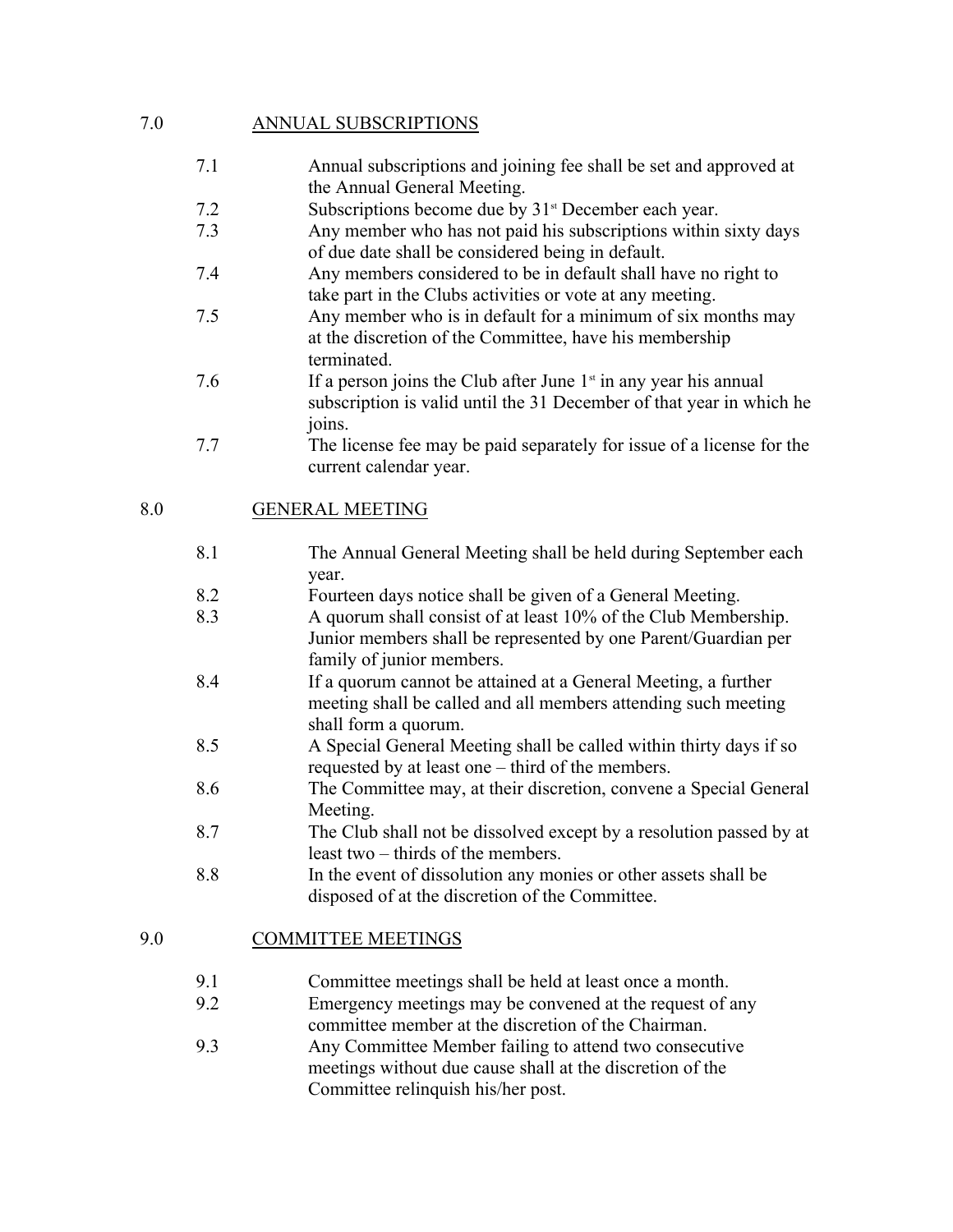## 7.0 ANNUAL SUBSCRIPTIONS

7.1 Annual subscriptions and joining fee shall be set and approved at the Annual General Meeting.

7.2 Subscriptions become due by 31st December each year.

7.3 Any member who has not paid his subscriptions within sixty days of due date shall be considered being in default.

7.4 Any members considered to be in default shall have no right to take part in the Clubs activities or vote at any meeting.

7.5 Any member who is in default for a minimum of six months may at the discretion of the Committee, have his membership terminated.

7.6 If a person joins the Club after June 1st in any year his annual subscription is valid until the 31 December of that year in which he joins.

7.7 The license fee may be paid separately for issue of a license for the current calendar year.

## 8.0 GENERAL MEETING

8.1 The Annual General Meeting shall be held during September each year.

8.2 Fourteen days notice shall be given of a General Meeting.

8.3 A quorum shall consist of at least 10% of the Club Membership. Junior members shall be represented by one Parent/Guardian per family of junior members.

8.4 If a quorum cannot be attained at a General Meeting, a further meeting shall be called and all members attending such meeting shall form a quorum.

8.5 A Special General Meeting shall be called within thirty days if so requested by at least one – third of the members.

8.6 The Committee may, at their discretion, convene a Special General Meeting.

8.7 The Club shall not be dissolved except by a resolution passed by at least two – thirds of the members.

8.8 In the event of dissolution any monies or other assets shall be disposed of at the discretion of the Committee.

## 9.0 COMMITTEE MEETINGS

9.1 Committee meetings shall be held at least once a month.

9.2 Emergency meetings may be convened at the request of any committee member at the discretion of the Chairman.

9.3 Any Committee Member failing to attend two consecutive meetings without due cause shall at the discretion of the Committee relinquish his/her post.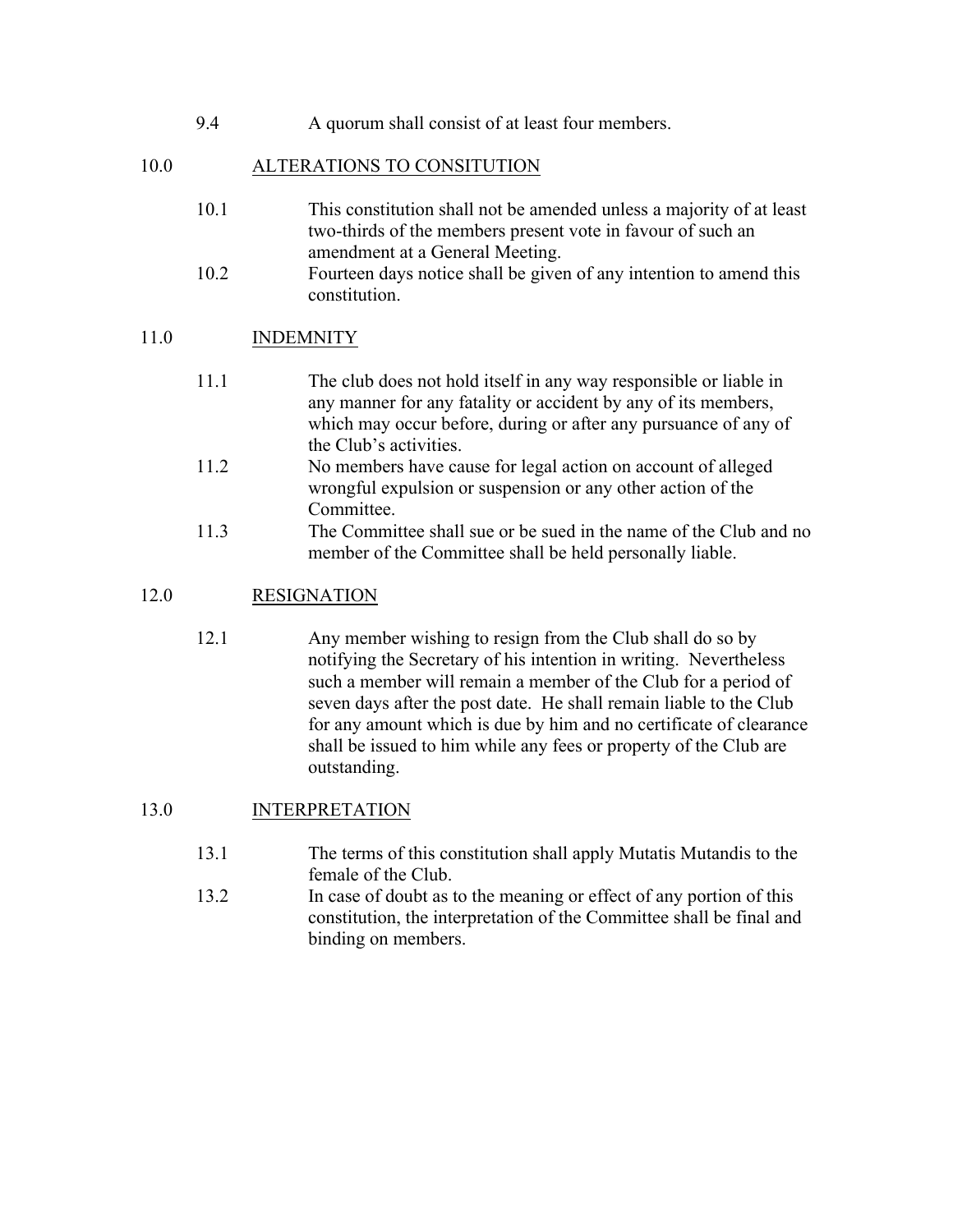9.4 A quorum shall consist of at least four members.

## 10.0 ALTERATIONS TO CONSITUTION

10.1 This constitution shall not be amended unless a majority of at least two-thirds of the members present vote in favour of such an amendment at a General Meeting.

10.2 Fourteen days notice shall be given of any intention to amend this constitution.

## 11.0 INDEMNITY

11.1 The club does not hold itself in any way responsible or liable in any manner for any fatality or accident by any of its members, which may occur before, during or after any pursuance of any of the Club's activities.

11.2 No members have cause for legal action on account of alleged wrongful expulsion or suspension or any other action of the Committee.

11.3 The Committee shall sue or be sued in the name of the Club and no member of the Committee shall be held personally liable.

## 12.0 RESIGNATION

12.1 Any member wishing to resign from the Club shall do so by notifying the Secretary of his intention in writing. Nevertheless such a member will remain a member of the Club for a period of seven days after the post date. He shall remain liable to the Club for any amount which is due by him and no certificate of clearance shall be issued to him while any fees or property of the Club are outstanding.

## 13.0 INTERPRETATION

13.1 The terms of this constitution shall apply Mutatis Mutandis to the female of the Club.

13.2 In case of doubt as to the meaning or effect of any portion of this constitution, the interpretation of the Committee shall be final and binding on members.